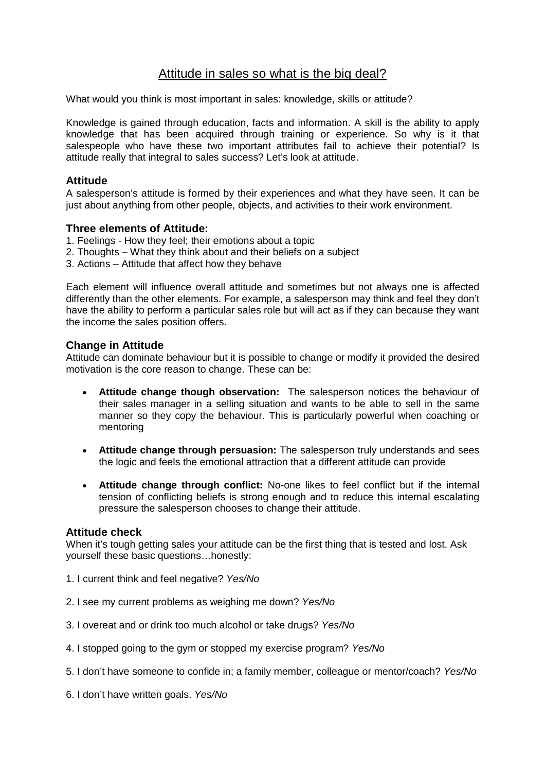# Attitude in sales so what is the big deal?

What would you think is most important in sales: knowledge, skills or attitude?

Knowledge is gained through education, facts and information. A skill is the ability to apply knowledge that has been acquired through training or experience. So why is it that salespeople who have these two important attributes fail to achieve their potential? Is attitude really that integral to sales success? Let's look at attitude.

### Attitude

A salesperson's attitude is formed by their experiences and what they have seen. It can be just about anything from other people, objects, and activities to their work environment.

### Three elements of Attitude:

1. Feelings - How they feel; their emotions about a topic
2. Thoughts – What they think about and their beliefs on a subject
3. Actions – Attitude that affect how they behave

Each element will influence overall attitude and sometimes but not always one is affected differently than the other elements. For example, a salesperson may think and feel they don't have the ability to perform a particular sales role but will act as if they can because they want the income the sales position offers.

### Change in Attitude

Attitude can dominate behaviour but it is possible to change or modify it provided the desired motivation is the core reason to change. These can be:

- **Attitude change though observation:** The salesperson notices the behaviour of their sales manager in a selling situation and wants to be able to sell in the same manner so they copy the behaviour. This is particularly powerful when coaching or mentoring

- **Attitude change through persuasion:** The salesperson truly understands and sees the logic and feels the emotional attraction that a different attitude can provide

- **Attitude change through conflict:** No-one likes to feel conflict but if the internal tension of conflicting beliefs is strong enough and to reduce this internal escalating pressure the salesperson chooses to change their attitude.

### Attitude check

When it's tough getting sales your attitude can be the first thing that is tested and lost. Ask yourself these basic questions…honestly:

1. I current think and feel negative? *Yes/No*

2. I see my current problems as weighing me down? *Yes/No*

3. I overeat and or drink too much alcohol or take drugs? *Yes/No*

4. I stopped going to the gym or stopped my exercise program? *Yes/No*

5. I don't have someone to confide in; a family member, colleague or mentor/coach? *Yes/No*

6. I don't have written goals. *Yes/No*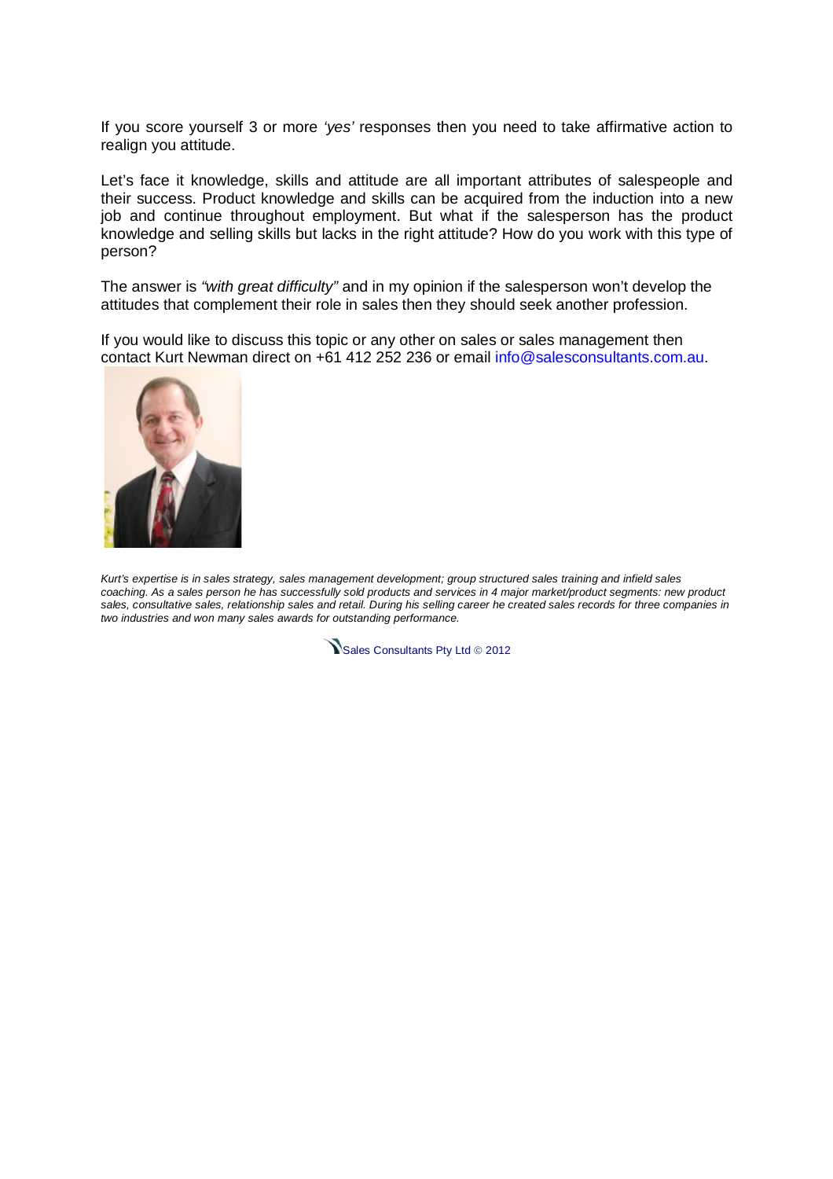If you score yourself 3 or more *'yes'* responses then you need to take affirmative action to realign you attitude.

Let's face it knowledge, skills and attitude are all important attributes of salespeople and their success. Product knowledge and skills can be acquired from the induction into a new job and continue throughout employment. But what if the salesperson has the product knowledge and selling skills but lacks in the right attitude? How do you work with this type of person?

The answer is *"with great difficulty"* and in my opinion if the salesperson won't develop the attitudes that complement their role in sales then they should seek another profession.

If you would like to discuss this topic or any other on sales or sales management then contact Kurt Newman direct on +61 412 252 236 or email info@salesconsultants.com.au.

*Kurt's expertise is in sales strategy, sales management development; group structured sales training and infield sales coaching. As a sales person he has successfully sold products and services in 4 major market/product segments: new product sales, consultative sales, relationship sales and retail. During his selling career he created sales records for three companies in two industries and won many sales awards for outstanding performance.*

Sales Consultants Pty Ltd © 2012